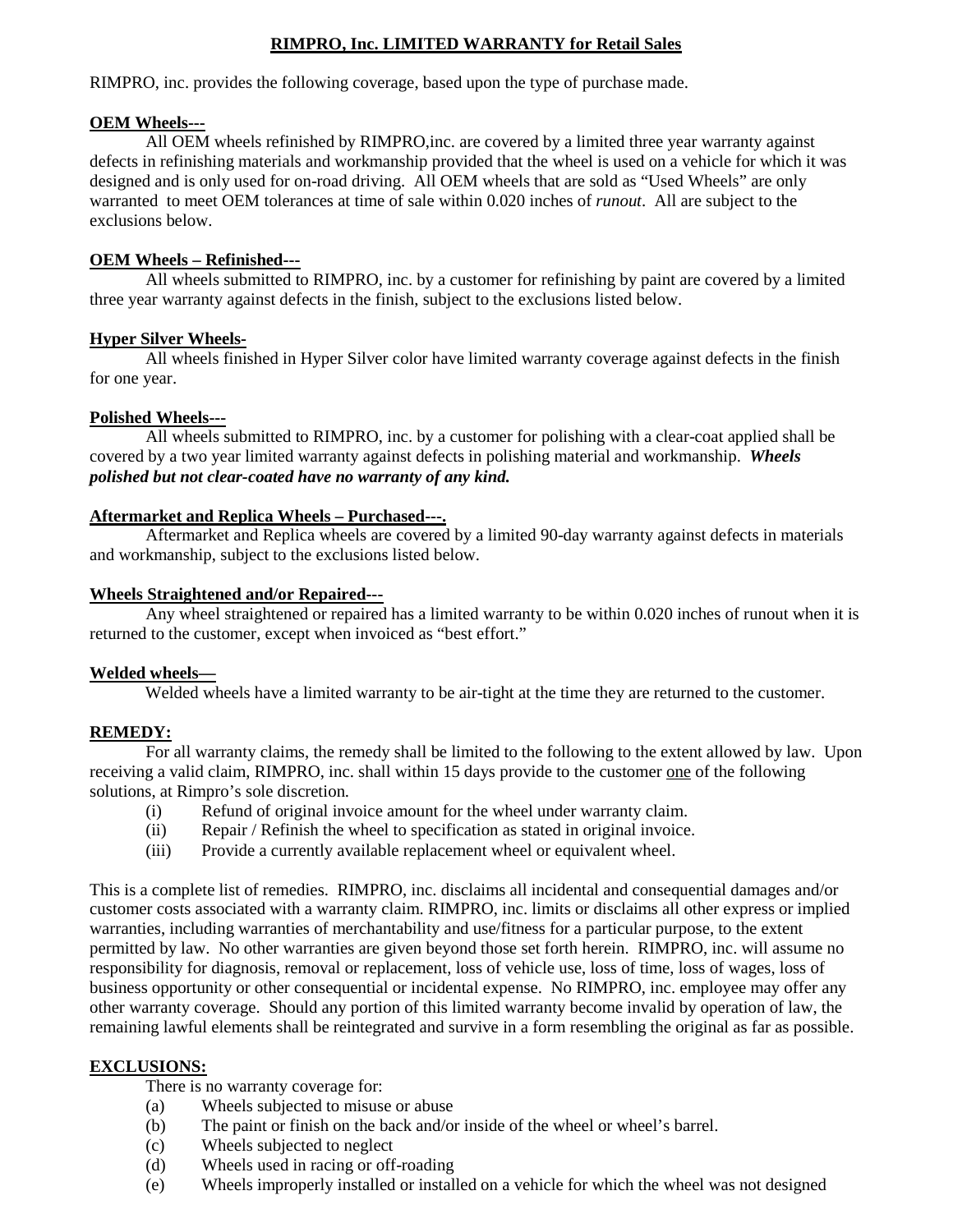# **RIMPRO, Inc. LIMITED WARRANTY for Retail Sales**

RIMPRO, inc. provides the following coverage, based upon the type of purchase made.

**OEM Wheels---**

All OEM wheels refinished by RIMPRO,inc. are covered by a limited three year warranty against defects in refinishing materials and workmanship provided that the wheel is used on a vehicle for which it was designed and is only used for on-road driving. All OEM wheels that are sold as "Used Wheels" are only warranted to meet OEM tolerances at time of sale within 0.020 inches of *runout*. All are subject to the exclusions below.

**OEM Wheels – Refinished---**

All wheels submitted to RIMPRO, inc. by a customer for refinishing by paint are covered by a limited three year warranty against defects in the finish, subject to the exclusions listed below.

**Hyper Silver Wheels-**

All wheels finished in Hyper Silver color have limited warranty coverage against defects in the finish for one year.

**Polished Wheels---**

All wheels submitted to RIMPRO, inc. by a customer for polishing with a clear-coat applied shall be covered by a two year limited warranty against defects in polishing material and workmanship. ***Wheels polished but not clear-coated have no warranty of any kind.***

**Aftermarket and Replica Wheels – Purchased---.**

Aftermarket and Replica wheels are covered by a limited 90-day warranty against defects in materials and workmanship, subject to the exclusions listed below.

**Wheels Straightened and/or Repaired---**

Any wheel straightened or repaired has a limited warranty to be within 0.020 inches of runout when it is returned to the customer, except when invoiced as "best effort."

**Welded wheels—**

Welded wheels have a limited warranty to be air-tight at the time they are returned to the customer.

**REMEDY:**

For all warranty claims, the remedy shall be limited to the following to the extent allowed by law. Upon receiving a valid claim, RIMPRO, inc. shall within 15 days provide to the customer one of the following solutions, at Rimpro's sole discretion.

- (i) Refund of original invoice amount for the wheel under warranty claim.
- (ii) Repair / Refinish the wheel to specification as stated in original invoice.
- (iii) Provide a currently available replacement wheel or equivalent wheel.

This is a complete list of remedies. RIMPRO, inc. disclaims all incidental and consequential damages and/or customer costs associated with a warranty claim. RIMPRO, inc. limits or disclaims all other express or implied warranties, including warranties of merchantability and use/fitness for a particular purpose, to the extent permitted by law. No other warranties are given beyond those set forth herein. RIMPRO, inc. will assume no responsibility for diagnosis, removal or replacement, loss of vehicle use, loss of time, loss of wages, loss of business opportunity or other consequential or incidental expense. No RIMPRO, inc. employee may offer any other warranty coverage. Should any portion of this limited warranty become invalid by operation of law, the remaining lawful elements shall be reintegrated and survive in a form resembling the original as far as possible.

**EXCLUSIONS:**

There is no warranty coverage for:

- (a) Wheels subjected to misuse or abuse
- (b) The paint or finish on the back and/or inside of the wheel or wheel's barrel.
- (c) Wheels subjected to neglect
- (d) Wheels used in racing or off-roading
- (e) Wheels improperly installed or installed on a vehicle for which the wheel was not designed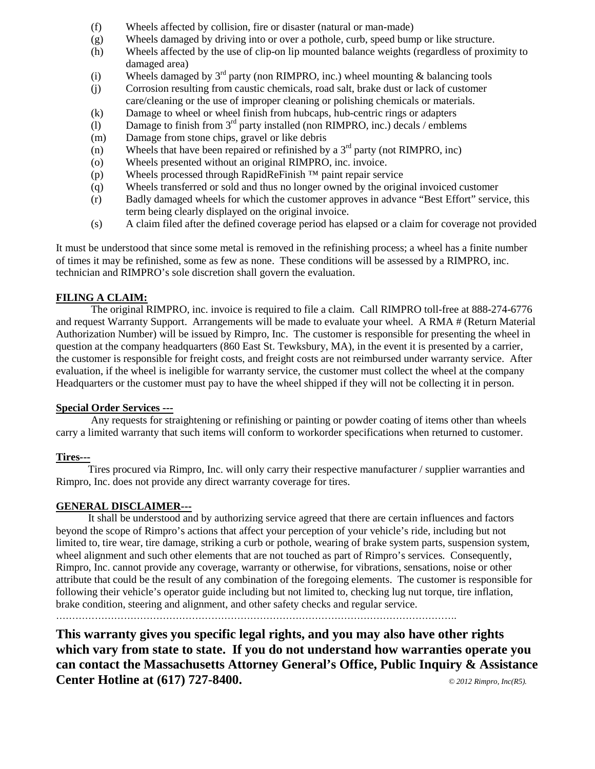(f) Wheels affected by collision, fire or disaster (natural or man-made)
(g) Wheels damaged by driving into or over a pothole, curb, speed bump or like structure.
(h) Wheels affected by the use of clip-on lip mounted balance weights (regardless of proximity to damaged area)
(i) Wheels damaged by 3rd party (non RIMPRO, inc.) wheel mounting & balancing tools
(j) Corrosion resulting from caustic chemicals, road salt, brake dust or lack of customer care/cleaning or the use of improper cleaning or polishing chemicals or materials.
(k) Damage to wheel or wheel finish from hubcaps, hub-centric rings or adapters
(l) Damage to finish from 3rd party installed (non RIMPRO, inc.) decals / emblems
(m) Damage from stone chips, gravel or like debris
(n) Wheels that have been repaired or refinished by a 3rd party (not RIMPRO, inc)
(o) Wheels presented without an original RIMPRO, inc. invoice.
(p) Wheels processed through RapidReFinish ™ paint repair service
(q) Wheels transferred or sold and thus no longer owned by the original invoiced customer
(r) Badly damaged wheels for which the customer approves in advance "Best Effort" service, this term being clearly displayed on the original invoice.
(s) A claim filed after the defined coverage period has elapsed or a claim for coverage not provided

It must be understood that since some metal is removed in the refinishing process; a wheel has a finite number of times it may be refinished, some as few as none. These conditions will be assessed by a RIMPRO, inc. technician and RIMPRO's sole discretion shall govern the evaluation.

**FILING A CLAIM:**

The original RIMPRO, inc. invoice is required to file a claim. Call RIMPRO toll-free at 888-274-6776 and request Warranty Support. Arrangements will be made to evaluate your wheel. A RMA # (Return Material Authorization Number) will be issued by Rimpro, Inc. The customer is responsible for presenting the wheel in question at the company headquarters (860 East St. Tewksbury, MA), in the event it is presented by a carrier, the customer is responsible for freight costs, and freight costs are not reimbursed under warranty service. After evaluation, if the wheel is ineligible for warranty service, the customer must collect the wheel at the company Headquarters or the customer must pay to have the wheel shipped if they will not be collecting it in person.

**Special Order Services ---**

Any requests for straightening or refinishing or painting or powder coating of items other than wheels carry a limited warranty that such items will conform to workorder specifications when returned to customer.

**Tires---**

Tires procured via Rimpro, Inc. will only carry their respective manufacturer / supplier warranties and Rimpro, Inc. does not provide any direct warranty coverage for tires.

**GENERAL DISCLAIMER---**

It shall be understood and by authorizing service agreed that there are certain influences and factors beyond the scope of Rimpro's actions that affect your perception of your vehicle's ride, including but not limited to, tire wear, tire damage, striking a curb or pothole, wearing of brake system parts, suspension system, wheel alignment and such other elements that are not touched as part of Rimpro's services. Consequently, Rimpro, Inc. cannot provide any coverage, warranty or otherwise, for vibrations, sensations, noise or other attribute that could be the result of any combination of the foregoing elements. The customer is responsible for following their vehicle's operator guide including but not limited to, checking lug nut torque, tire inflation, brake condition, steering and alignment, and other safety checks and regular service.

……………………………………………………………………………………………………….

**This warranty gives you specific legal rights, and you may also have other rights which vary from state to state. If you do not understand how warranties operate you can contact the Massachusetts Attorney General's Office, Public Inquiry & Assistance Center Hotline at (617) 727-8400.**

*© 2012 Rimpro, Inc(R5).*